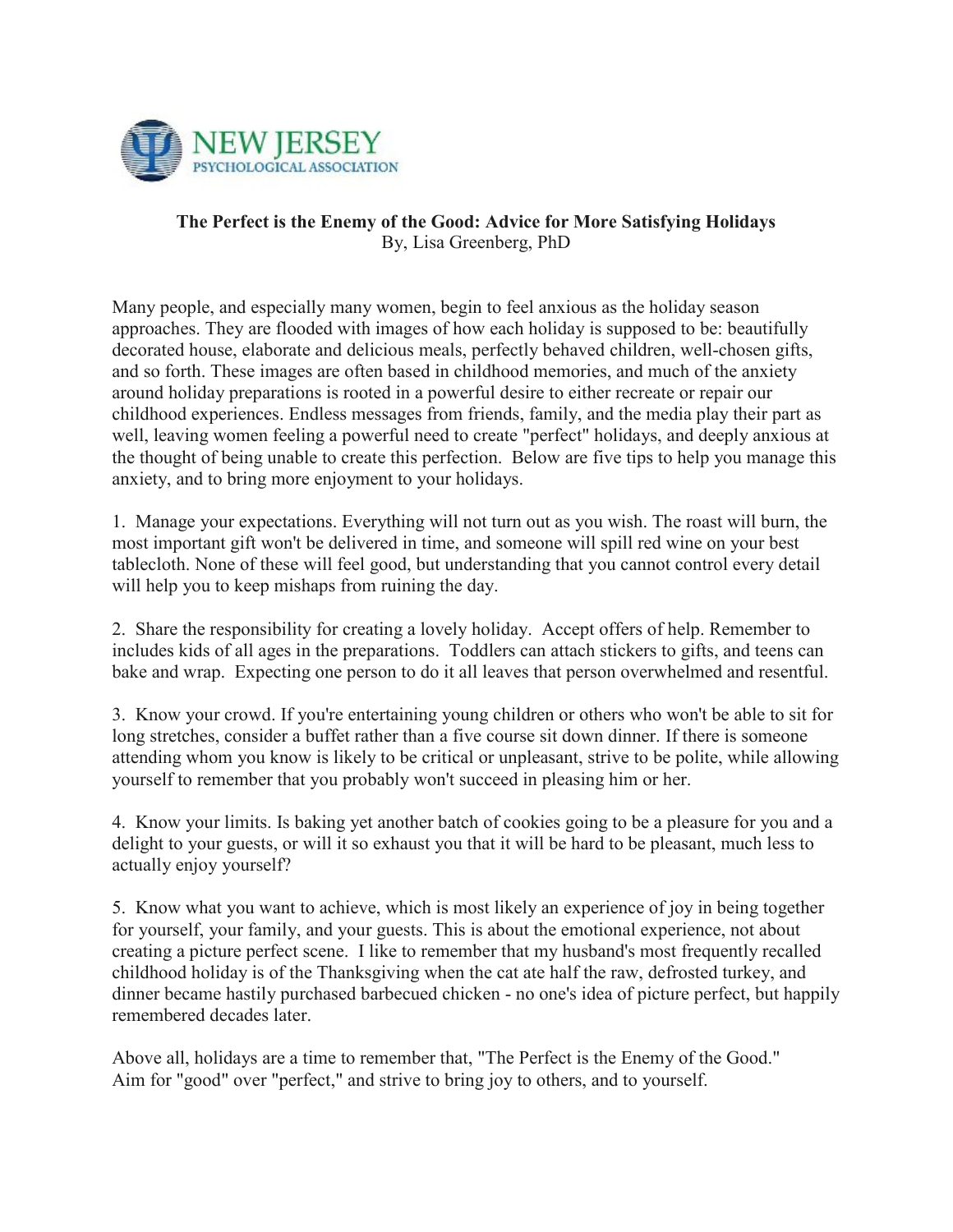NEW JERSEY
PSYCHOLOGICAL ASSOCIATION

**The Perfect is the Enemy of the Good: Advice for More Satisfying Holidays**
By, Lisa Greenberg, PhD

Many people, and especially many women, begin to feel anxious as the holiday season approaches. They are flooded with images of how each holiday is supposed to be: beautifully decorated house, elaborate and delicious meals, perfectly behaved children, well-chosen gifts, and so forth. These images are often based in childhood memories, and much of the anxiety around holiday preparations is rooted in a powerful desire to either recreate or repair our childhood experiences. Endless messages from friends, family, and the media play their part as well, leaving women feeling a powerful need to create "perfect" holidays, and deeply anxious at the thought of being unable to create this perfection. Below are five tips to help you manage this anxiety, and to bring more enjoyment to your holidays.

1. Manage your expectations. Everything will not turn out as you wish. The roast will burn, the most important gift won't be delivered in time, and someone will spill red wine on your best tablecloth. None of these will feel good, but understanding that you cannot control every detail will help you to keep mishaps from ruining the day.

2. Share the responsibility for creating a lovely holiday. Accept offers of help. Remember to includes kids of all ages in the preparations. Toddlers can attach stickers to gifts, and teens can bake and wrap. Expecting one person to do it all leaves that person overwhelmed and resentful.

3. Know your crowd. If you're entertaining young children or others who won't be able to sit for long stretches, consider a buffet rather than a five course sit down dinner. If there is someone attending whom you know is likely to be critical or unpleasant, strive to be polite, while allowing yourself to remember that you probably won't succeed in pleasing him or her.

4. Know your limits. Is baking yet another batch of cookies going to be a pleasure for you and a delight to your guests, or will it so exhaust you that it will be hard to be pleasant, much less to actually enjoy yourself?

5. Know what you want to achieve, which is most likely an experience of joy in being together for yourself, your family, and your guests. This is about the emotional experience, not about creating a picture perfect scene. I like to remember that my husband's most frequently recalled childhood holiday is of the Thanksgiving when the cat ate half the raw, defrosted turkey, and dinner became hastily purchased barbecued chicken - no one's idea of picture perfect, but happily remembered decades later.

Above all, holidays are a time to remember that, "The Perfect is the Enemy of the Good." Aim for "good" over "perfect," and strive to bring joy to others, and to yourself.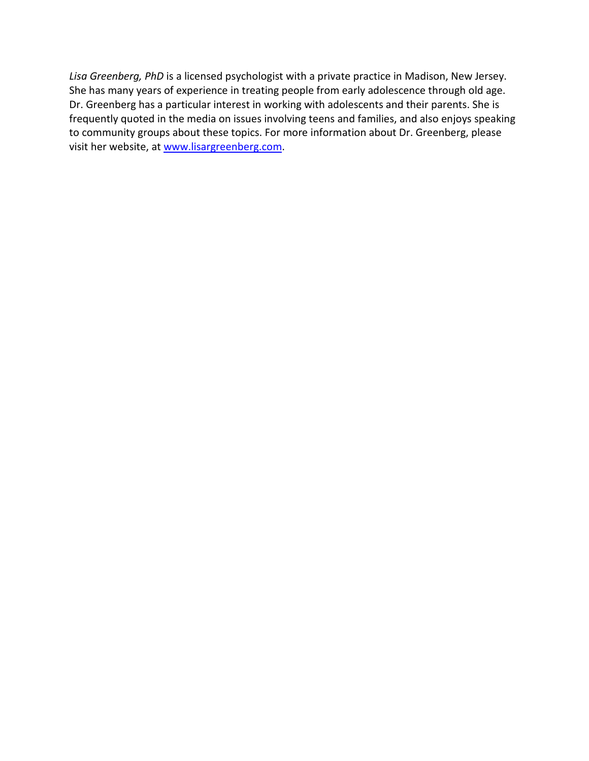*Lisa Greenberg, PhD* is a licensed psychologist with a private practice in Madison, New Jersey. She has many years of experience in treating people from early adolescence through old age. Dr. Greenberg has a particular interest in working with adolescents and their parents. She is frequently quoted in the media on issues involving teens and families, and also enjoys speaking to community groups about these topics. For more information about Dr. Greenberg, please visit her website, at [www.lisargreenberg.com](http://www.lisargreenberg.com).